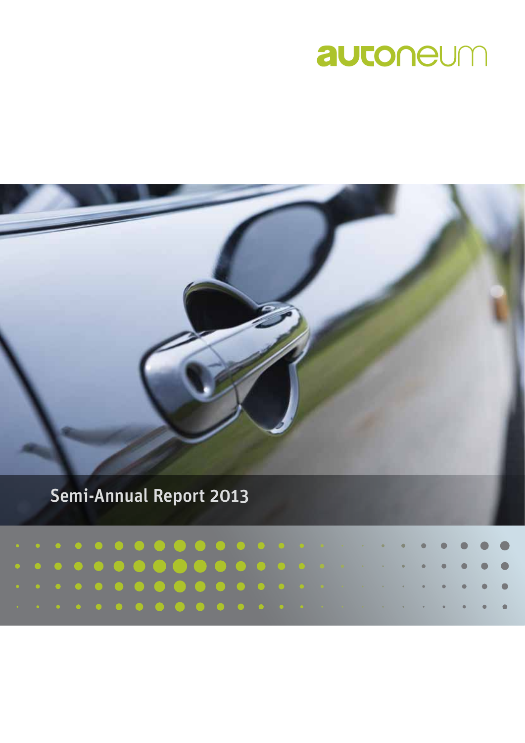autoneum

# Semi-Annual Report 2013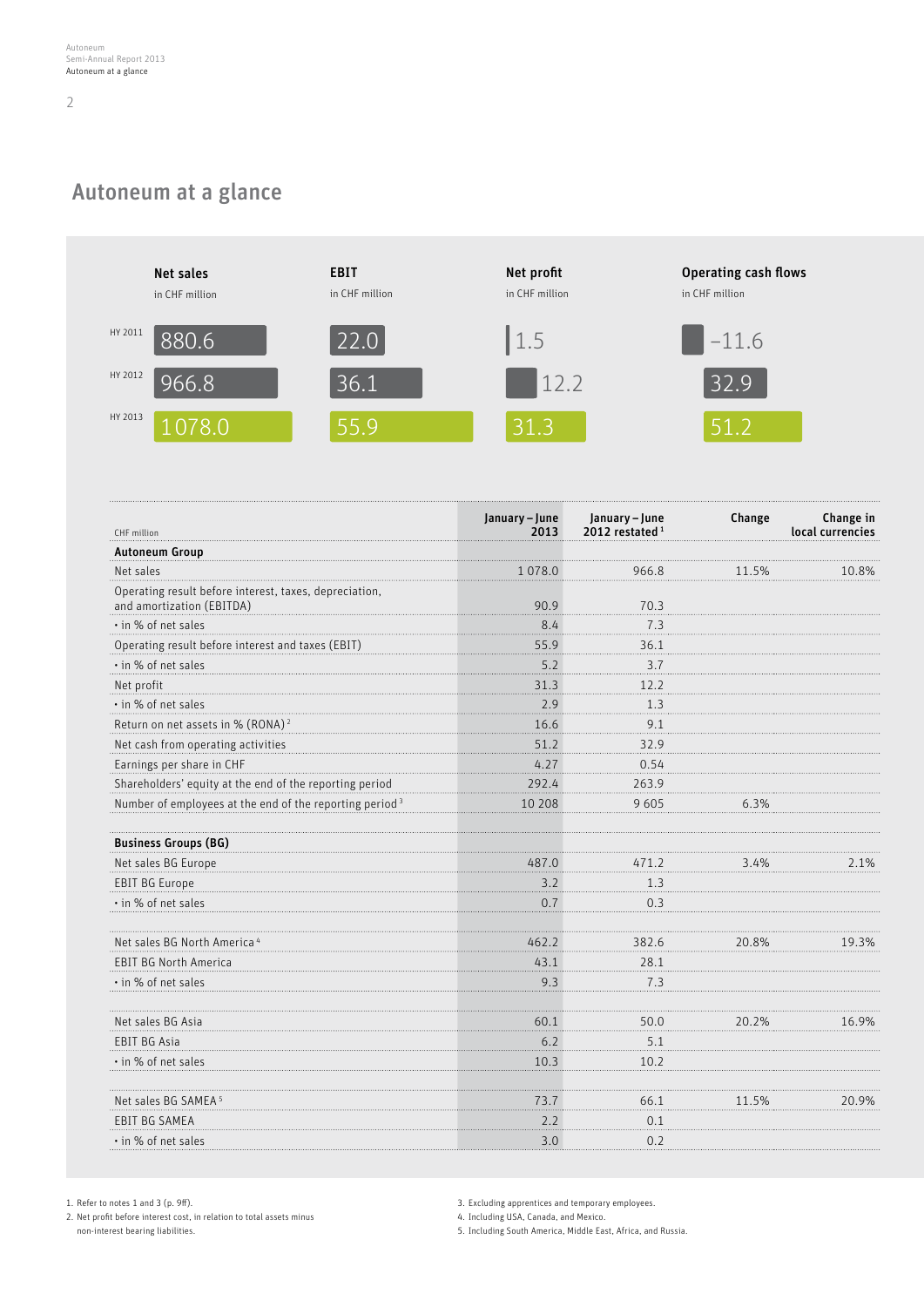## Autoneum at a glance

| | Net sales in CHF million | EBIT in CHF million | Net profit in CHF million | Operating cash flows in CHF million |
|---|---|---|---|---|
| HY 2011 | 880.6 | 22.0 | 1.5 | –11.6 |
| HY 2012 | 966.8 | 36.1 | 12.2 | 32.9 |
| HY 2013 | 1 078.0 | 55.9 | 31.3 | 51.2 |

| CHF million | January – June 2013 | January – June 2012 restated [1] | Change | Change in local currencies |
|---|---|---|---|---|
| **Autoneum Group** | | | | |
| Net sales | 1 078.0 | 966.8 | 11.5% | 10.8% |
| Operating result before interest, taxes, depreciation, and amortization (EBITDA) | 90.9 | 70.3 | | |
| • in % of net sales | 8.4 | 7.3 | | |
| Operating result before interest and taxes (EBIT) | 55.9 | 36.1 | | |
| • in % of net sales | 5.2 | 3.7 | | |
| Net profit | 31.3 | 12.2 | | |
| • in % of net sales | 2.9 | 1.3 | | |
| Return on net assets in % (RONA) [2] | 16.6 | 9.1 | | |
| Net cash from operating activities | 51.2 | 32.9 | | |
| Earnings per share in CHF | 4.27 | 0.54 | | |
| Shareholders' equity at the end of the reporting period | 292.4 | 263.9 | | |
| Number of employees at the end of the reporting period [3] | 10 208 | 9 605 | 6.3% | |
| **Business Groups (BG)** | | | | |
| Net sales BG Europe | 487.0 | 471.2 | 3.4% | 2.1% |
| EBIT BG Europe | 3.2 | 1.3 | | |
| • in % of net sales | 0.7 | 0.3 | | |
| Net sales BG North America [4] | 462.2 | 382.6 | 20.8% | 19.3% |
| EBIT BG North America | 43.1 | 28.1 | | |
| • in % of net sales | 9.3 | 7.3 | | |
| Net sales BG Asia | 60.1 | 50.0 | 20.2% | 16.9% |
| EBIT BG Asia | 6.2 | 5.1 | | |
| • in % of net sales | 10.3 | 10.2 | | |
| Net sales BG SAMEA [5] | 73.7 | 66.1 | 11.5% | 20.9% |
| EBIT BG SAMEA | 2.2 | 0.1 | | |
| • in % of net sales | 3.0 | 0.2 | | |

1. Refer to notes 1 and 3 (p. 9ff).
2. Net profit before interest cost, in relation to total assets minus non-interest bearing liabilities.
3. Excluding apprentices and temporary employees.
4. Including USA, Canada, and Mexico.
5. Including South America, Middle East, Africa, and Russia.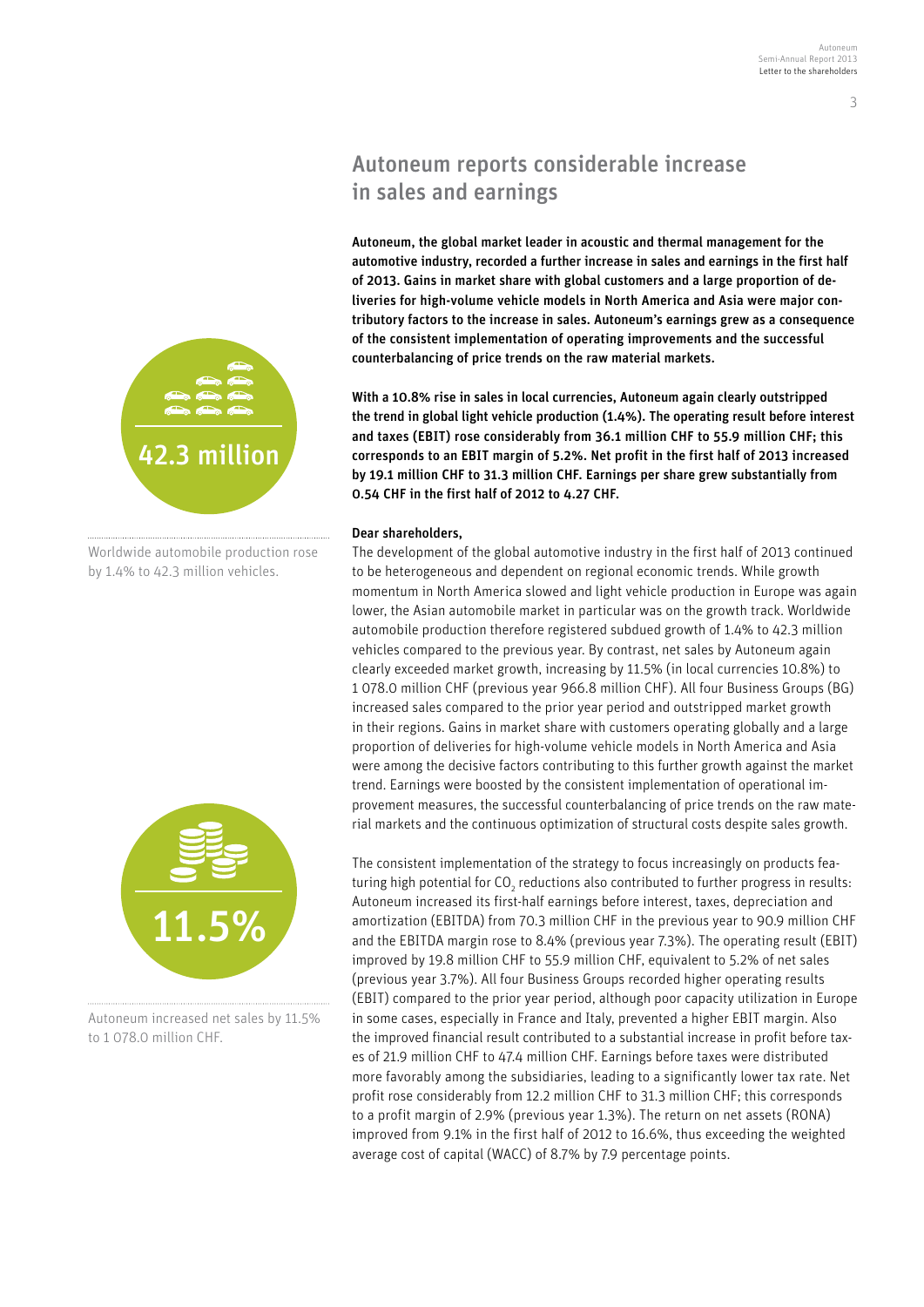## Autoneum reports considerable increase in sales and earnings

**Autoneum, the global market leader in acoustic and thermal management for the automotive industry, recorded a further increase in sales and earnings in the first half of 2013. Gains in market share with global customers and a large proportion of deliveries for high-volume vehicle models in North America and Asia were major contributory factors to the increase in sales. Autoneum's earnings grew as a consequence of the consistent implementation of operating improvements and the successful counterbalancing of price trends on the raw material markets.**

**With a 10.8% rise in sales in local currencies, Autoneum again clearly outstripped the trend in global light vehicle production (1.4%). The operating result before interest and taxes (EBIT) rose considerably from 36.1 million CHF to 55.9 million CHF; this corresponds to an EBIT margin of 5.2%. Net profit in the first half of 2013 increased by 19.1 million CHF to 31.3 million CHF. Earnings per share grew substantially from 0.54 CHF in the first half of 2012 to 4.27 CHF.**

42.3 million

Worldwide automobile production rose by 1.4% to 42.3 million vehicles.

11.5%

Autoneum increased net sales by 11.5% to 1 078.0 million CHF.

**Dear shareholders,**

The development of the global automotive industry in the first half of 2013 continued to be heterogeneous and dependent on regional economic trends. While growth momentum in North America slowed and light vehicle production in Europe was again lower, the Asian automobile market in particular was on the growth track. Worldwide automobile production therefore registered subdued growth of 1.4% to 42.3 million vehicles compared to the previous year. By contrast, net sales by Autoneum again clearly exceeded market growth, increasing by 11.5% (in local currencies 10.8%) to 1 078.0 million CHF (previous year 966.8 million CHF). All four Business Groups (BG) increased sales compared to the prior year period and outstripped market growth in their regions. Gains in market share with customers operating globally and a large proportion of deliveries for high-volume vehicle models in North America and Asia were among the decisive factors contributing to this further growth against the market trend. Earnings were boosted by the consistent implementation of operational improvement measures, the successful counterbalancing of price trends on the raw material markets and the continuous optimization of structural costs despite sales growth.

The consistent implementation of the strategy to focus increasingly on products featuring high potential for $CO_2$ reductions also contributed to further progress in results: Autoneum increased its first-half earnings before interest, taxes, depreciation and amortization (EBITDA) from 70.3 million CHF in the previous year to 90.9 million CHF and the EBITDA margin rose to 8.4% (previous year 7.3%). The operating result (EBIT) improved by 19.8 million CHF to 55.9 million CHF, equivalent to 5.2% of net sales (previous year 3.7%). All four Business Groups recorded higher operating results (EBIT) compared to the prior year period, although poor capacity utilization in Europe in some cases, especially in France and Italy, prevented a higher EBIT margin. Also the improved financial result contributed to a substantial increase in profit before taxes of 21.9 million CHF to 47.4 million CHF. Earnings before taxes were distributed more favorably among the subsidiaries, leading to a significantly lower tax rate. Net profit rose considerably from 12.2 million CHF to 31.3 million CHF; this corresponds to a profit margin of 2.9% (previous year 1.3%). The return on net assets (RONA) improved from 9.1% in the first half of 2012 to 16.6%, thus exceeding the weighted average cost of capital (WACC) of 8.7% by 7.9 percentage points.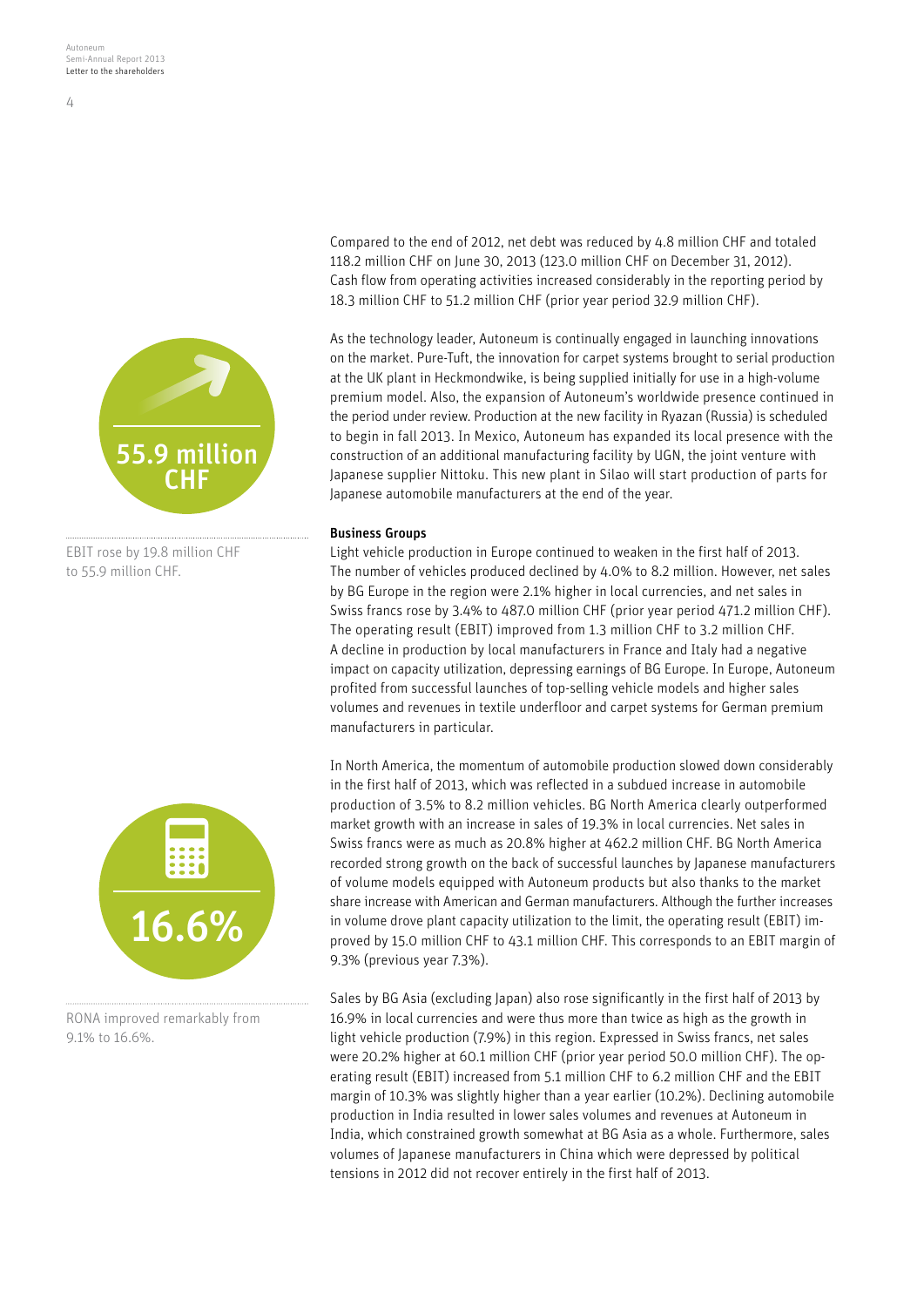55.9 million CHF

EBIT rose by 19.8 million CHF to 55.9 million CHF.

16.6%

RONA improved remarkably from 9.1% to 16.6%.

Compared to the end of 2012, net debt was reduced by 4.8 million CHF and totaled 118.2 million CHF on June 30, 2013 (123.0 million CHF on December 31, 2012). Cash flow from operating activities increased considerably in the reporting period by 18.3 million CHF to 51.2 million CHF (prior year period 32.9 million CHF).

As the technology leader, Autoneum is continually engaged in launching innovations on the market. Pure-Tuft, the innovation for carpet systems brought to serial production at the UK plant in Heckmondwike, is being supplied initially for use in a high-volume premium model. Also, the expansion of Autoneum's worldwide presence continued in the period under review. Production at the new facility in Ryazan (Russia) is scheduled to begin in fall 2013. In Mexico, Autoneum has expanded its local presence with the construction of an additional manufacturing facility by UGN, the joint venture with Japanese supplier Nittoku. This new plant in Silao will start production of parts for Japanese automobile manufacturers at the end of the year.

**Business Groups**

Light vehicle production in Europe continued to weaken in the first half of 2013. The number of vehicles produced declined by 4.0% to 8.2 million. However, net sales by BG Europe in the region were 2.1% higher in local currencies, and net sales in Swiss francs rose by 3.4% to 487.0 million CHF (prior year period 471.2 million CHF). The operating result (EBIT) improved from 1.3 million CHF to 3.2 million CHF. A decline in production by local manufacturers in France and Italy had a negative impact on capacity utilization, depressing earnings of BG Europe. In Europe, Autoneum profited from successful launches of top-selling vehicle models and higher sales volumes and revenues in textile underfloor and carpet systems for German premium manufacturers in particular.

In North America, the momentum of automobile production slowed down considerably in the first half of 2013, which was reflected in a subdued increase in automobile production of 3.5% to 8.2 million vehicles. BG North America clearly outperformed market growth with an increase in sales of 19.3% in local currencies. Net sales in Swiss francs were as much as 20.8% higher at 462.2 million CHF. BG North America recorded strong growth on the back of successful launches by Japanese manufacturers of volume models equipped with Autoneum products but also thanks to the market share increase with American and German manufacturers. Although the further increases in volume drove plant capacity utilization to the limit, the operating result (EBIT) improved by 15.0 million CHF to 43.1 million CHF. This corresponds to an EBIT margin of 9.3% (previous year 7.3%).

Sales by BG Asia (excluding Japan) also rose significantly in the first half of 2013 by 16.9% in local currencies and were thus more than twice as high as the growth in light vehicle production (7.9%) in this region. Expressed in Swiss francs, net sales were 20.2% higher at 60.1 million CHF (prior year period 50.0 million CHF). The operating result (EBIT) increased from 5.1 million CHF to 6.2 million CHF and the EBIT margin of 10.3% was slightly higher than a year earlier (10.2%). Declining automobile production in India resulted in lower sales volumes and revenues at Autoneum in India, which constrained growth somewhat at BG Asia as a whole. Furthermore, sales volumes of Japanese manufacturers in China which were depressed by political tensions in 2012 did not recover entirely in the first half of 2013.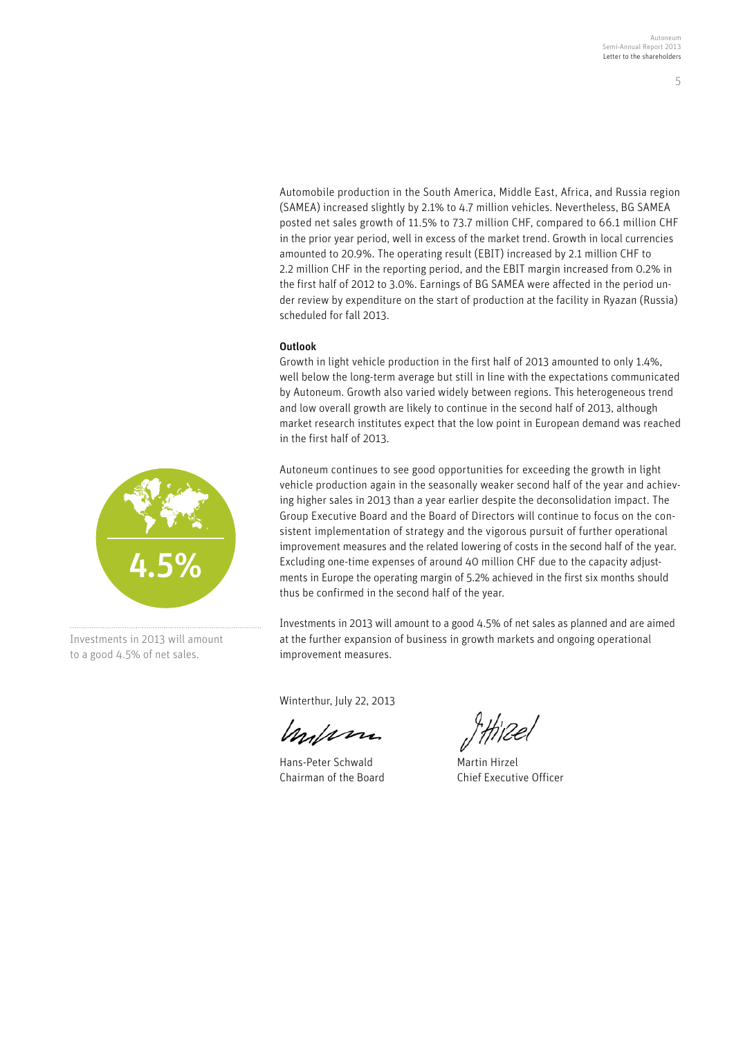Automobile production in the South America, Middle East, Africa, and Russia region (SAMEA) increased slightly by 2.1% to 4.7 million vehicles. Nevertheless, BG SAMEA posted net sales growth of 11.5% to 73.7 million CHF, compared to 66.1 million CHF in the prior year period, well in excess of the market trend. Growth in local currencies amounted to 20.9%. The operating result (EBIT) increased by 2.1 million CHF to 2.2 million CHF in the reporting period, and the EBIT margin increased from 0.2% in the first half of 2012 to 3.0%. Earnings of BG SAMEA were affected in the period under review by expenditure on the start of production at the facility in Ryazan (Russia) scheduled for fall 2013.

**Outlook**

Growth in light vehicle production in the first half of 2013 amounted to only 1.4%, well below the long-term average but still in line with the expectations communicated by Autoneum. Growth also varied widely between regions. This heterogeneous trend and low overall growth are likely to continue in the second half of 2013, although market research institutes expect that the low point in European demand was reached in the first half of 2013.

Autoneum continues to see good opportunities for exceeding the growth in light vehicle production again in the seasonally weaker second half of the year and achieving higher sales in 2013 than a year earlier despite the deconsolidation impact. The Group Executive Board and the Board of Directors will continue to focus on the consistent implementation of strategy and the vigorous pursuit of further operational improvement measures and the related lowering of costs in the second half of the year. Excluding one-time expenses of around 40 million CHF due to the capacity adjustments in Europe the operating margin of 5.2% achieved in the first six months should thus be confirmed in the second half of the year.

Investments in 2013 will amount to a good 4.5% of net sales as planned and are aimed at the further expansion of business in growth markets and ongoing operational improvement measures.

4.5%

Investments in 2013 will amount to a good 4.5% of net sales.

Winterthur, July 22, 2013

Hans-Peter Schwald
Chairman of the Board

Martin Hirzel
Chief Executive Officer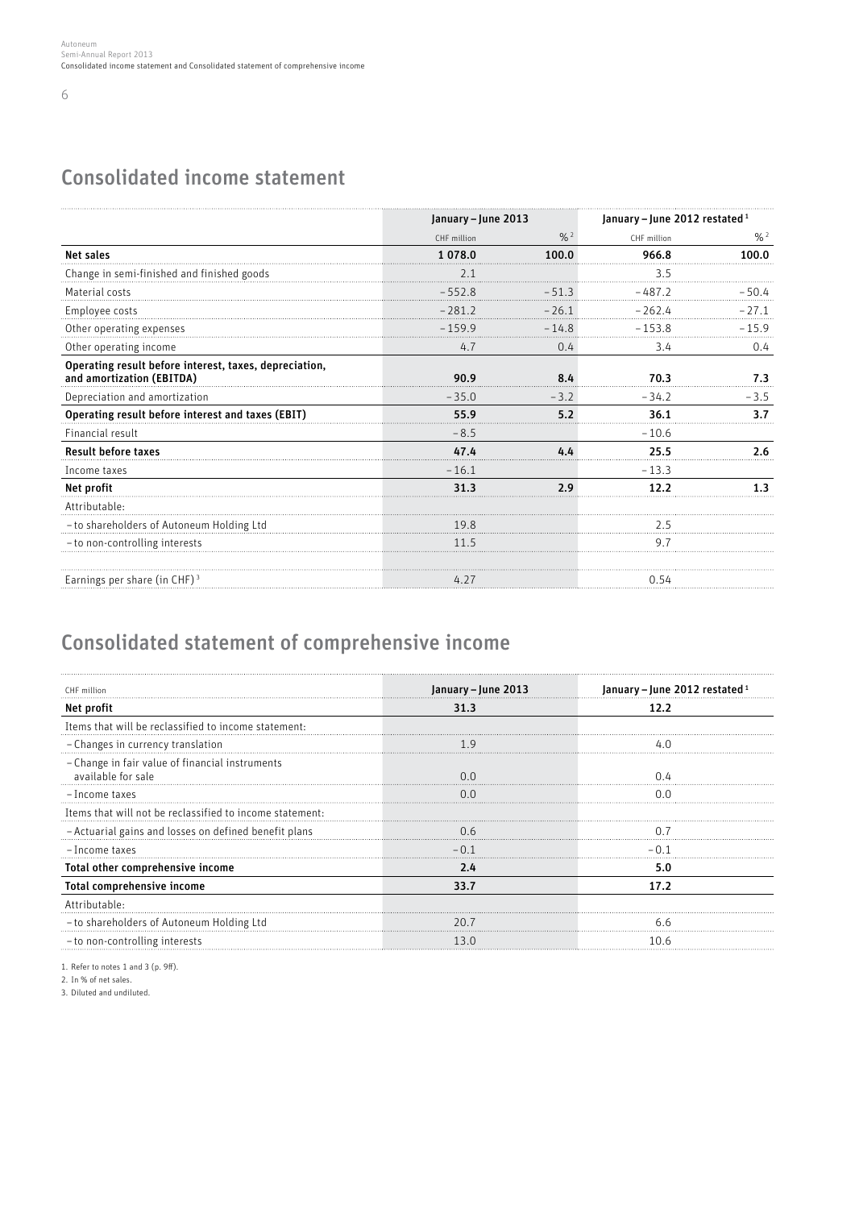# Consolidated income statement

| | January – June 2013 | | January – June 2012 restated [1] | |
|---|---|---|---|---|
| | CHF million | % [2] | CHF million | % [2] |
| **Net sales** | **1 078.0** | **100.0** | **966.8** | **100.0** |
| Change in semi-finished and finished goods | 2.1 | | 3.5 | |
| Material costs | – 552.8 | – 51.3 | – 487.2 | – 50.4 |
| Employee costs | – 281.2 | – 26.1 | – 262.4 | – 27.1 |
| Other operating expenses | – 159.9 | – 14.8 | – 153.8 | – 15.9 |
| Other operating income | 4.7 | 0.4 | 3.4 | 0.4 |
| **Operating result before interest, taxes, depreciation, and amortization (EBITDA)** | **90.9** | **8.4** | **70.3** | **7.3** |
| Depreciation and amortization | – 35.0 | – 3.2 | – 34.2 | – 3.5 |
| **Operating result before interest and taxes (EBIT)** | **55.9** | **5.2** | **36.1** | **3.7** |
| Financial result | – 8.5 | | – 10.6 | |
| **Result before taxes** | **47.4** | **4.4** | **25.5** | **2.6** |
| Income taxes | – 16.1 | | – 13.3 | |
| **Net profit** | **31.3** | **2.9** | **12.2** | **1.3** |
| Attributable: | | | | |
| – to shareholders of Autoneum Holding Ltd | 19.8 | | 2.5 | |
| – to non-controlling interests | 11.5 | | 9.7 | |
| | | | | |
| Earnings per share (in CHF) [3] | 4.27 | | 0.54 | |

# Consolidated statement of comprehensive income

| CHF million | January – June 2013 | January – June 2012 restated [1] |
|---|---|---|
| **Net profit** | **31.3** | **12.2** |
| Items that will be reclassified to income statement: | | |
| – Changes in currency translation | 1.9 | 4.0 |
| – Change in fair value of financial instruments available for sale | 0.0 | 0.4 |
| – Income taxes | 0.0 | 0.0 |
| Items that will not be reclassified to income statement: | | |
| – Actuarial gains and losses on defined benefit plans | 0.6 | 0.7 |
| – Income taxes | – 0.1 | – 0.1 |
| **Total other comprehensive income** | **2.4** | **5.0** |
| **Total comprehensive income** | **33.7** | **17.2** |
| Attributable: | | |
| – to shareholders of Autoneum Holding Ltd | 20.7 | 6.6 |
| – to non-controlling interests | 13.0 | 10.6 |

1. Refer to notes 1 and 3 (p. 9ff).
2. In % of net sales.
3. Diluted and undiluted.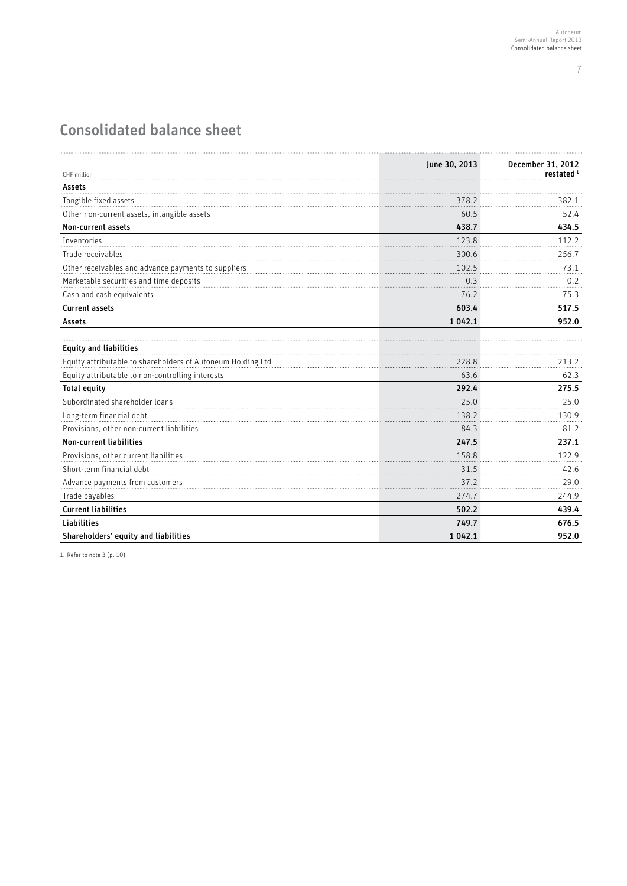# Consolidated balance sheet

| CHF million | June 30, 2013 | December 31, 2012 restated [1] |
|---|---|---|
| **Assets** | | |
| Tangible fixed assets | 378.2 | 382.1 |
| Other non-current assets, intangible assets | 60.5 | 52.4 |
| **Non-current assets** | **438.7** | **434.5** |
| Inventories | 123.8 | 112.2 |
| Trade receivables | 300.6 | 256.7 |
| Other receivables and advance payments to suppliers | 102.5 | 73.1 |
| Marketable securities and time deposits | 0.3 | 0.2 |
| Cash and cash equivalents | 76.2 | 75.3 |
| **Current assets** | **603.4** | **517.5** |
| **Assets** | **1 042.1** | **952.0** |
| | | |
| **Equity and liabilities** | | |
| Equity attributable to shareholders of Autoneum Holding Ltd | 228.8 | 213.2 |
| Equity attributable to non-controlling interests | 63.6 | 62.3 |
| **Total equity** | **292.4** | **275.5** |
| Subordinated shareholder loans | 25.0 | 25.0 |
| Long-term financial debt | 138.2 | 130.9 |
| Provisions, other non-current liabilities | 84.3 | 81.2 |
| **Non-current liabilities** | **247.5** | **237.1** |
| Provisions, other current liabilities | 158.8 | 122.9 |
| Short-term financial debt | 31.5 | 42.6 |
| Advance payments from customers | 37.2 | 29.0 |
| Trade payables | 274.7 | 244.9 |
| **Current liabilities** | **502.2** | **439.4** |
| **Liabilities** | **749.7** | **676.5** |
| **Shareholders' equity and liabilities** | **1 042.1** | **952.0** |

1. Refer to note 3 (p. 10).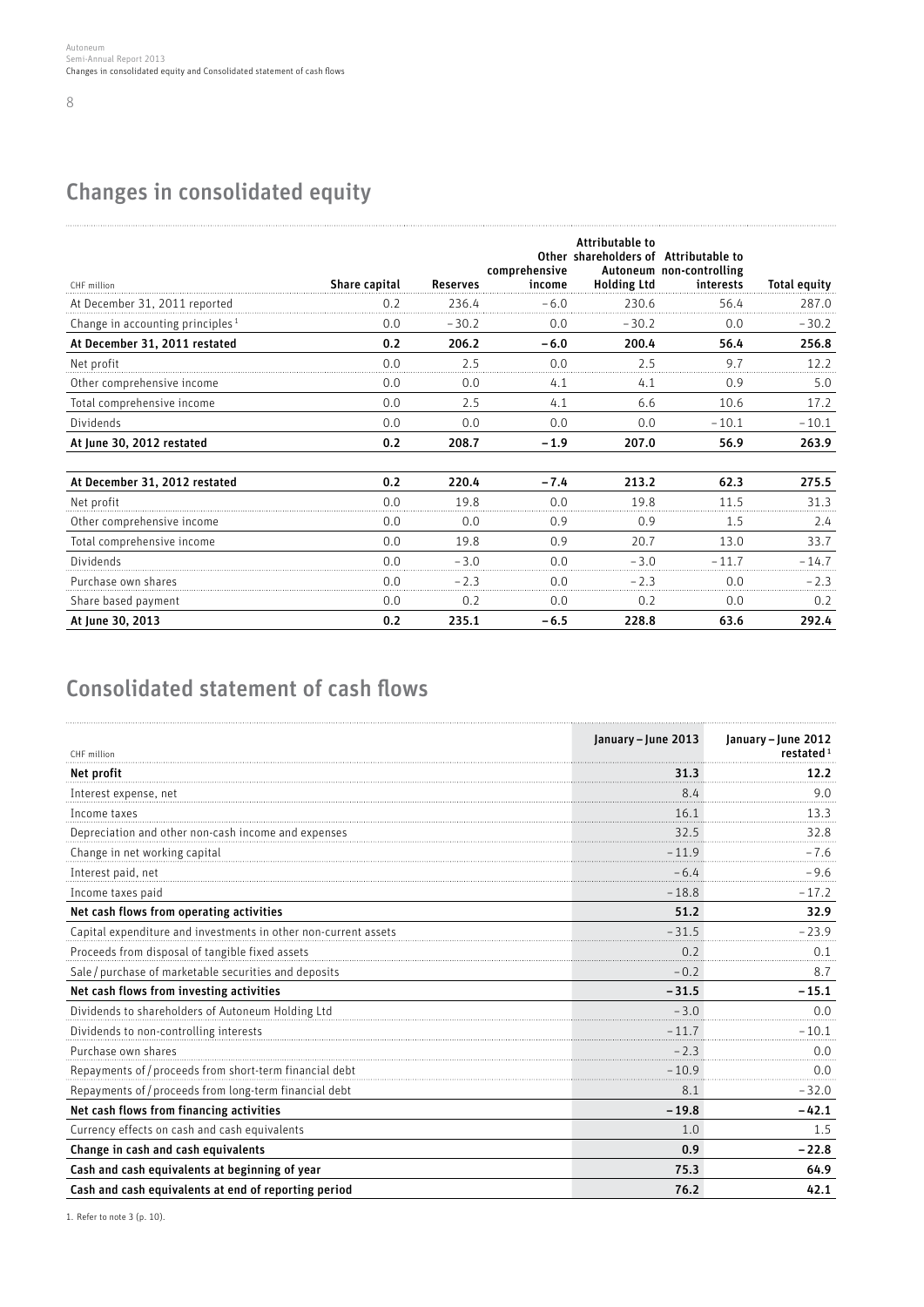## Changes in consolidated equity

| CHF million | Share capital | Reserves | Other comprehensive income | Attributable to shareholders of Autoneum Holding Ltd | Attributable to non-controlling interests | Total equity |
|---|---|---|---|---|---|---|
| At December 31, 2011 reported | 0.2 | 236.4 | −6.0 | 230.6 | 56.4 | 287.0 |
| Change in accounting principles [1] | 0.0 | −30.2 | 0.0 | −30.2 | 0.0 | −30.2 |
| **At December 31, 2011 restated** | **0.2** | **206.2** | **−6.0** | **200.4** | **56.4** | **256.8** |
| Net profit | 0.0 | 2.5 | 0.0 | 2.5 | 9.7 | 12.2 |
| Other comprehensive income | 0.0 | 0.0 | 4.1 | 4.1 | 0.9 | 5.0 |
| Total comprehensive income | 0.0 | 2.5 | 4.1 | 6.6 | 10.6 | 17.2 |
| Dividends | 0.0 | 0.0 | 0.0 | 0.0 | −10.1 | −10.1 |
| **At June 30, 2012 restated** | **0.2** | **208.7** | **−1.9** | **207.0** | **56.9** | **263.9** |
| | | | | | | |
| **At December 31, 2012 restated** | **0.2** | **220.4** | **−7.4** | **213.2** | **62.3** | **275.5** |
| Net profit | 0.0 | 19.8 | 0.0 | 19.8 | 11.5 | 31.3 |
| Other comprehensive income | 0.0 | 0.0 | 0.9 | 0.9 | 1.5 | 2.4 |
| Total comprehensive income | 0.0 | 19.8 | 0.9 | 20.7 | 13.0 | 33.7 |
| Dividends | 0.0 | −3.0 | 0.0 | −3.0 | −11.7 | −14.7 |
| Purchase own shares | 0.0 | −2.3 | 0.0 | −2.3 | 0.0 | −2.3 |
| Share based payment | 0.0 | 0.2 | 0.0 | 0.2 | 0.0 | 0.2 |
| **At June 30, 2013** | **0.2** | **235.1** | **−6.5** | **228.8** | **63.6** | **292.4** |

## Consolidated statement of cash flows

| CHF million | January – June 2013 | January – June 2012 restated [1] |
|---|---|---|
| **Net profit** | **31.3** | **12.2** |
| Interest expense, net | 8.4 | 9.0 |
| Income taxes | 16.1 | 13.3 |
| Depreciation and other non-cash income and expenses | 32.5 | 32.8 |
| Change in net working capital | −11.9 | −7.6 |
| Interest paid, net | −6.4 | −9.6 |
| Income taxes paid | −18.8 | −17.2 |
| **Net cash flows from operating activities** | **51.2** | **32.9** |
| Capital expenditure and investments in other non-current assets | −31.5 | −23.9 |
| Proceeds from disposal of tangible fixed assets | 0.2 | 0.1 |
| Sale / purchase of marketable securities and deposits | −0.2 | 8.7 |
| **Net cash flows from investing activities** | **−31.5** | **−15.1** |
| Dividends to shareholders of Autoneum Holding Ltd | −3.0 | 0.0 |
| Dividends to non-controlling interests | −11.7 | −10.1 |
| Purchase own shares | −2.3 | 0.0 |
| Repayments of / proceeds from short-term financial debt | −10.9 | 0.0 |
| Repayments of / proceeds from long-term financial debt | 8.1 | −32.0 |
| **Net cash flows from financing activities** | **−19.8** | **−42.1** |
| Currency effects on cash and cash equivalents | 1.0 | 1.5 |
| **Change in cash and cash equivalents** | **0.9** | **−22.8** |
| **Cash and cash equivalents at beginning of year** | **75.3** | **64.9** |
| **Cash and cash equivalents at end of reporting period** | **76.2** | **42.1** |

1. Refer to note 3 (p. 10).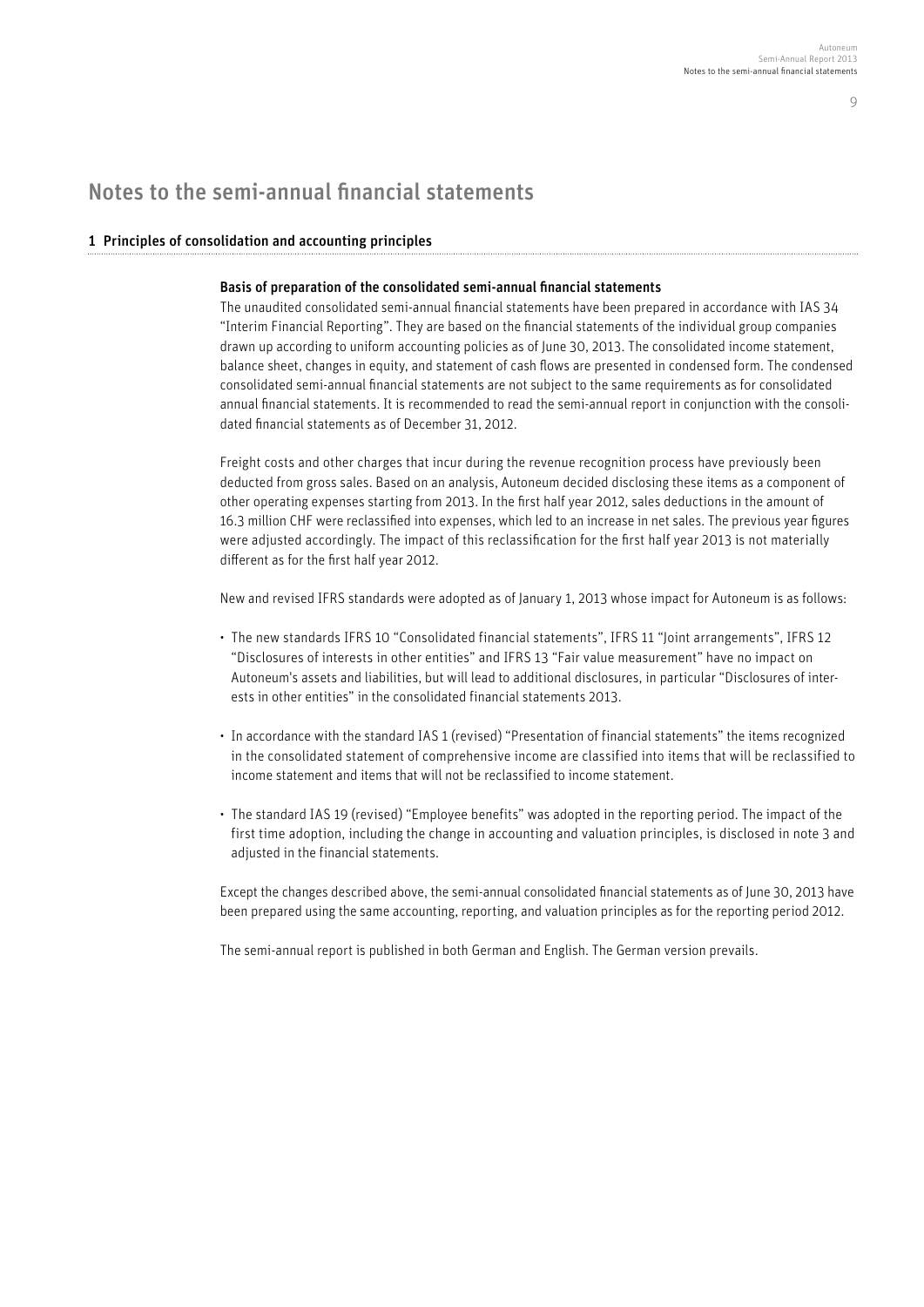# Notes to the semi-annual financial statements

## 1 Principles of consolidation and accounting principles

### Basis of preparation of the consolidated semi-annual financial statements

The unaudited consolidated semi-annual financial statements have been prepared in accordance with IAS 34 "Interim Financial Reporting". They are based on the financial statements of the individual group companies drawn up according to uniform accounting policies as of June 30, 2013. The consolidated income statement, balance sheet, changes in equity, and statement of cash flows are presented in condensed form. The condensed consolidated semi-annual financial statements are not subject to the same requirements as for consolidated annual financial statements. It is recommended to read the semi-annual report in conjunction with the consolidated financial statements as of December 31, 2012.

Freight costs and other charges that incur during the revenue recognition process have previously been deducted from gross sales. Based on an analysis, Autoneum decided disclosing these items as a component of other operating expenses starting from 2013. In the first half year 2012, sales deductions in the amount of 16.3 million CHF were reclassified into expenses, which led to an increase in net sales. The previous year figures were adjusted accordingly. The impact of this reclassification for the first half year 2013 is not materially different as for the first half year 2012.

New and revised IFRS standards were adopted as of January 1, 2013 whose impact for Autoneum is as follows:

- The new standards IFRS 10 "Consolidated financial statements", IFRS 11 "Joint arrangements", IFRS 12 "Disclosures of interests in other entities" and IFRS 13 "Fair value measurement" have no impact on Autoneum's assets and liabilities, but will lead to additional disclosures, in particular "Disclosures of interests in other entities" in the consolidated financial statements 2013.

- In accordance with the standard IAS 1 (revised) "Presentation of financial statements" the items recognized in the consolidated statement of comprehensive income are classified into items that will be reclassified to income statement and items that will not be reclassified to income statement.

- The standard IAS 19 (revised) "Employee benefits" was adopted in the reporting period. The impact of the first time adoption, including the change in accounting and valuation principles, is disclosed in note 3 and adjusted in the financial statements.

Except the changes described above, the semi-annual consolidated financial statements as of June 30, 2013 have been prepared using the same accounting, reporting, and valuation principles as for the reporting period 2012.

The semi-annual report is published in both German and English. The German version prevails.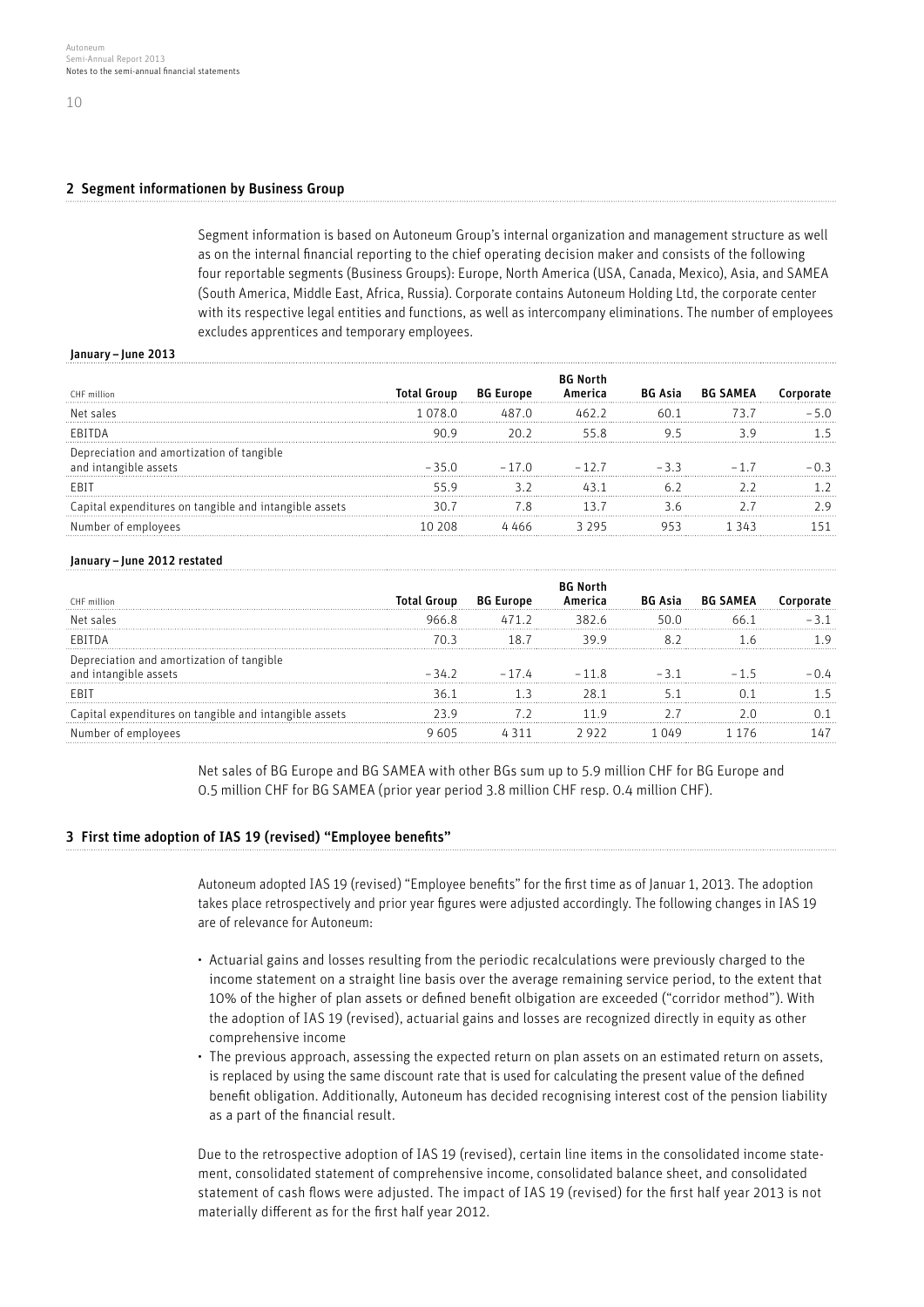## 2 Segment informationen by Business Group

Segment information is based on Autoneum Group's internal organization and management structure as well as on the internal financial reporting to the chief operating decision maker and consists of the following four reportable segments (Business Groups): Europe, North America (USA, Canada, Mexico), Asia, and SAMEA (South America, Middle East, Africa, Russia). Corporate contains Autoneum Holding Ltd, the corporate center with its respective legal entities and functions, as well as intercompany eliminations. The number of employees excludes apprentices and temporary employees.

**January – June 2013**

| CHF million | Total Group | BG Europe | BG North America | BG Asia | BG SAMEA | Corporate |
|---|---|---|---|---|---|---|
| Net sales | 1 078.0 | 487.0 | 462.2 | 60.1 | 73.7 | – 5.0 |
| EBITDA | 90.9 | 20.2 | 55.8 | 9.5 | 3.9 | 1.5 |
| Depreciation and amortization of tangible and intangible assets | – 35.0 | – 17.0 | – 12.7 | – 3.3 | – 1.7 | – 0.3 |
| EBIT | 55.9 | 3.2 | 43.1 | 6.2 | 2.2 | 1.2 |
| Capital expenditures on tangible and intangible assets | 30.7 | 7.8 | 13.7 | 3.6 | 2.7 | 2.9 |
| Number of employees | 10 208 | 4 466 | 3 295 | 953 | 1 343 | 151 |

**January – June 2012 restated**

| CHF million | Total Group | BG Europe | BG North America | BG Asia | BG SAMEA | Corporate |
|---|---|---|---|---|---|---|
| Net sales | 966.8 | 471.2 | 382.6 | 50.0 | 66.1 | – 3.1 |
| EBITDA | 70.3 | 18.7 | 39.9 | 8.2 | 1.6 | 1.9 |
| Depreciation and amortization of tangible and intangible assets | – 34.2 | – 17.4 | – 11.8 | – 3.1 | – 1.5 | – 0.4 |
| EBIT | 36.1 | 1.3 | 28.1 | 5.1 | 0.1 | 1.5 |
| Capital expenditures on tangible and intangible assets | 23.9 | 7.2 | 11.9 | 2.7 | 2.0 | 0.1 |
| Number of employees | 9 605 | 4 311 | 2 922 | 1 049 | 1 176 | 147 |

Net sales of BG Europe and BG SAMEA with other BGs sum up to 5.9 million CHF for BG Europe and 0.5 million CHF for BG SAMEA (prior year period 3.8 million CHF resp. 0.4 million CHF).

## 3 First time adoption of IAS 19 (revised) "Employee benefits"

Autoneum adopted IAS 19 (revised) "Employee benefits" for the first time as of Januar 1, 2013. The adoption takes place retrospectively and prior year figures were adjusted accordingly. The following changes in IAS 19 are of relevance for Autoneum:

- Actuarial gains and losses resulting from the periodic recalculations were previously charged to the income statement on a straight line basis over the average remaining service period, to the extent that 10% of the higher of plan assets or defined benefit olbigation are exceeded ("corridor method"). With the adoption of IAS 19 (revised), actuarial gains and losses are recognized directly in equity as other comprehensive income
- The previous approach, assessing the expected return on plan assets on an estimated return on assets, is replaced by using the same discount rate that is used for calculating the present value of the defined benefit obligation. Additionally, Autoneum has decided recognising interest cost of the pension liability as a part of the financial result.

Due to the retrospective adoption of IAS 19 (revised), certain line items in the consolidated income statement, consolidated statement of comprehensive income, consolidated balance sheet, and consolidated statement of cash flows were adjusted. The impact of IAS 19 (revised) for the first half year 2013 is not materially different as for the first half year 2012.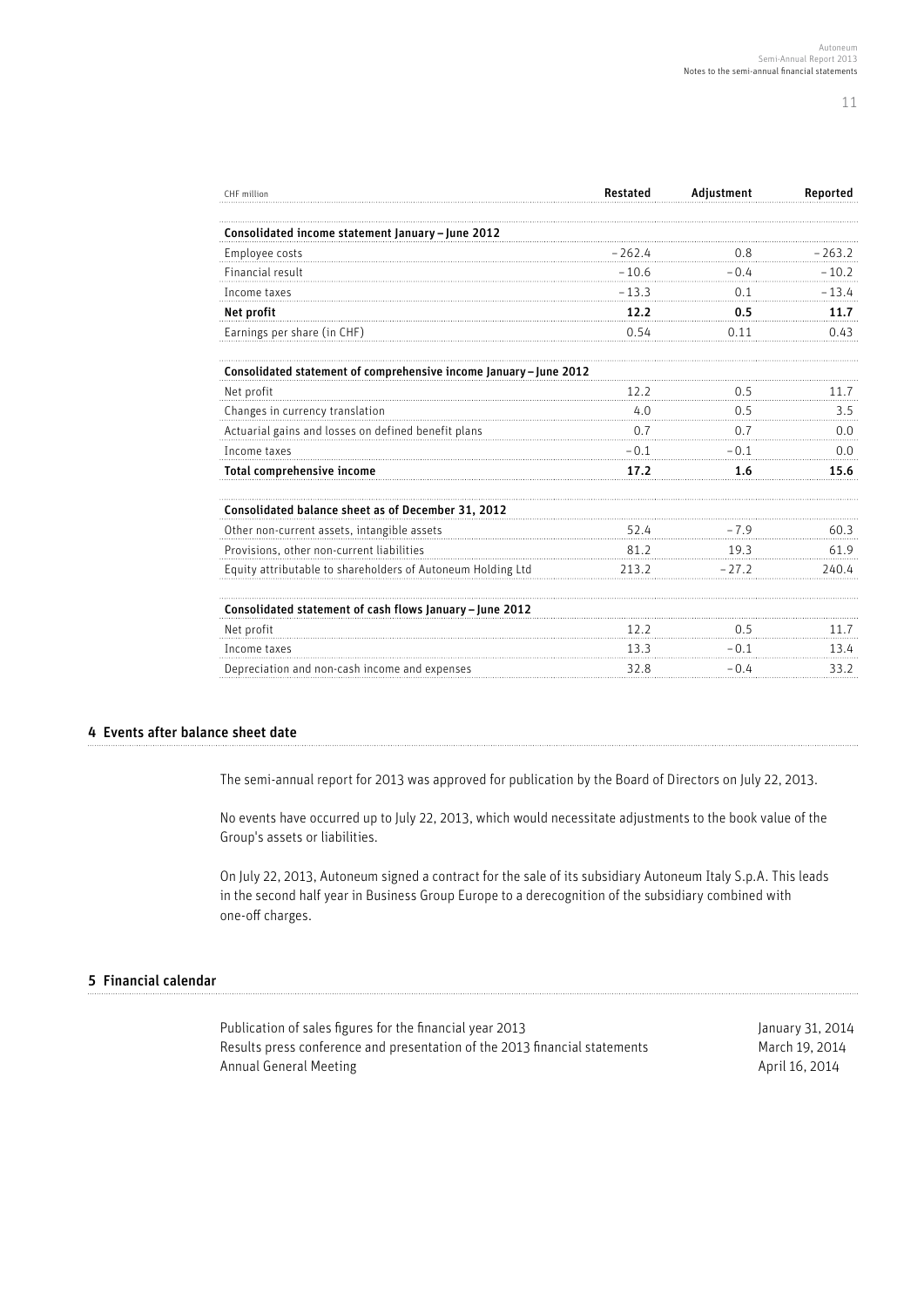| CHF million | Restated | Adjustment | Reported |
|---|---|---|---|
| **Consolidated income statement January – June 2012** | | | |
| Employee costs | – 262.4 | 0.8 | – 263.2 |
| Financial result | – 10.6 | – 0.4 | – 10.2 |
| Income taxes | – 13.3 | 0.1 | – 13.4 |
| **Net profit** | **12.2** | **0.5** | **11.7** |
| Earnings per share (in CHF) | 0.54 | 0.11 | 0.43 |
| **Consolidated statement of comprehensive income January – June 2012** | | | |
| Net profit | 12.2 | 0.5 | 11.7 |
| Changes in currency translation | 4.0 | 0.5 | 3.5 |
| Actuarial gains and losses on defined benefit plans | 0.7 | 0.7 | 0.0 |
| Income taxes | – 0.1 | – 0.1 | 0.0 |
| **Total comprehensive income** | **17.2** | **1.6** | **15.6** |
| **Consolidated balance sheet as of December 31, 2012** | | | |
| Other non-current assets, intangible assets | 52.4 | – 7.9 | 60.3 |
| Provisions, other non-current liabilities | 81.2 | 19.3 | 61.9 |
| Equity attributable to shareholders of Autoneum Holding Ltd | 213.2 | – 27.2 | 240.4 |
| **Consolidated statement of cash flows January – June 2012** | | | |
| Net profit | 12.2 | 0.5 | 11.7 |
| Income taxes | 13.3 | – 0.1 | 13.4 |
| Depreciation and non-cash income and expenses | 32.8 | – 0.4 | 33.2 |

## 4 Events after balance sheet date

The semi-annual report for 2013 was approved for publication by the Board of Directors on July 22, 2013.

No events have occurred up to July 22, 2013, which would necessitate adjustments to the book value of the Group's assets or liabilities.

On July 22, 2013, Autoneum signed a contract for the sale of its subsidiary Autoneum Italy S.p.A. This leads in the second half year in Business Group Europe to a derecognition of the subsidiary combined with one-off charges.

## 5 Financial calendar

| | |
|---|---|
| Publication of sales figures for the financial year 2013 | January 31, 2014 |
| Results press conference and presentation of the 2013 financial statements | March 19, 2014 |
| Annual General Meeting | April 16, 2014 |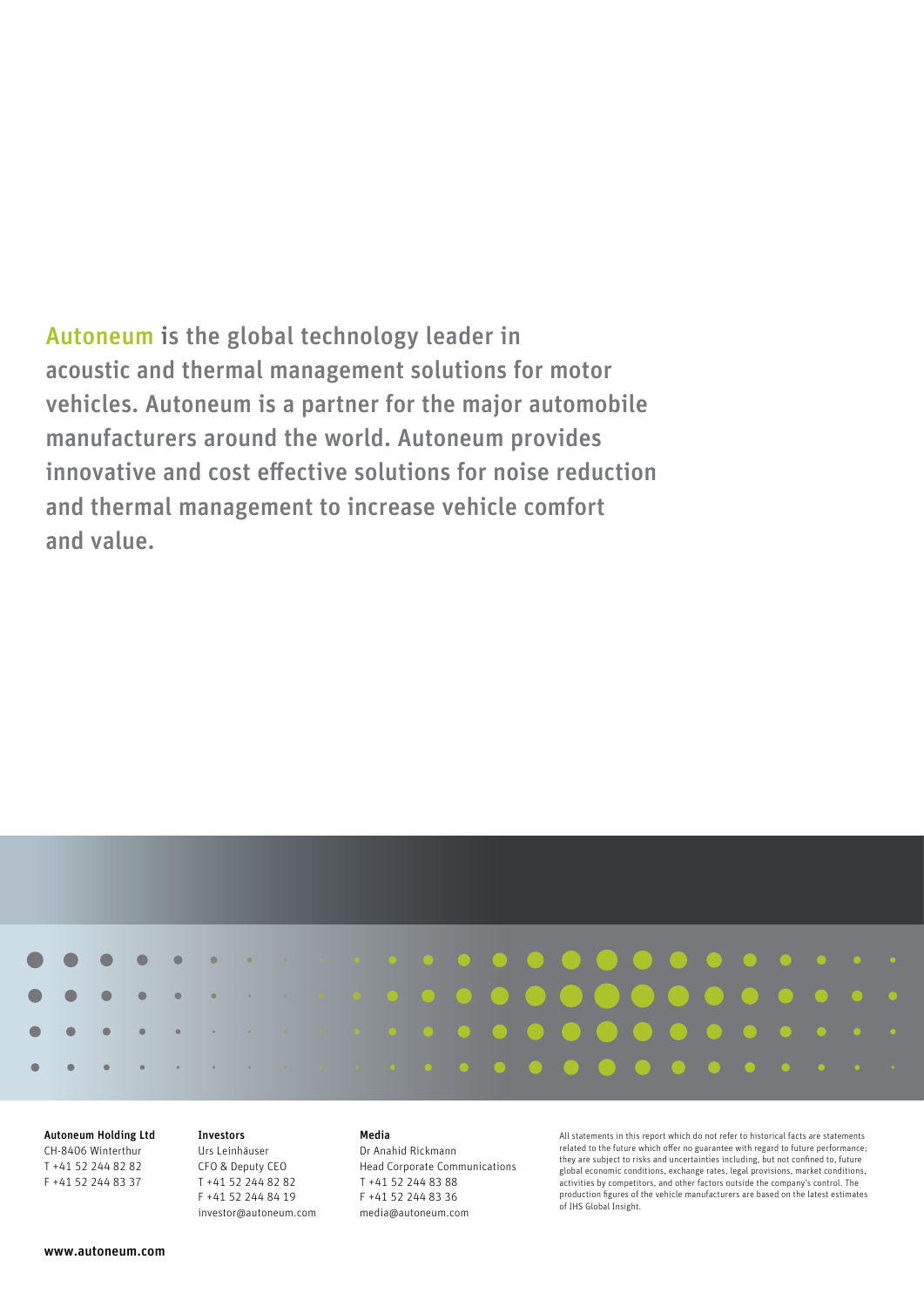Autoneum is the global technology leader in acoustic and thermal management solutions for motor vehicles. Autoneum is a partner for the major automobile manufacturers around the world. Autoneum provides innovative and cost effective solutions for noise reduction and thermal management to increase vehicle comfort and value.

**Autoneum Holding Ltd**
CH-8406 Winterthur
T +41 52 244 82 82
F +41 52 244 83 37

**Investors**
Urs Leinhäuser
CFO & Deputy CEO
T +41 52 244 82 82
F +41 52 244 84 19
investor@autoneum.com

**Media**
Dr Anahid Rickmann
Head Corporate Communications
T +41 52 244 83 88
F +41 52 244 83 36
media@autoneum.com

All statements in this report which do not refer to historical facts are statements related to the future which offer no guarantee with regard to future performance; they are subject to risks and uncertainties including, but not confined to, future global economic conditions, exchange rates, legal provisions, market conditions, activities by competitors, and other factors outside the company's control. The production figures of the vehicle manufacturers are based on the latest estimates of IHS Global Insight.

**www.autoneum.com**